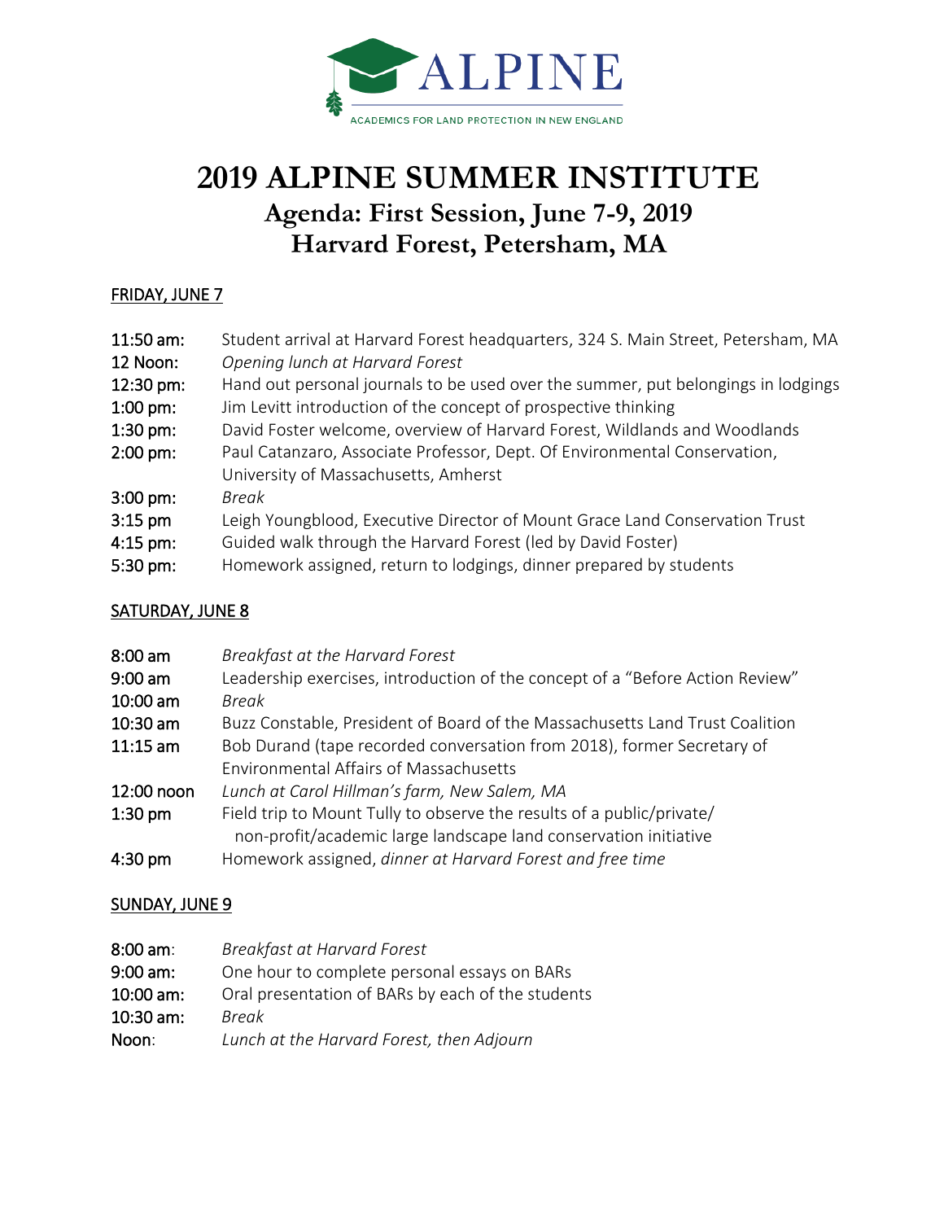ALPINE

ACADEMICS FOR LAND PROTECTION IN NEW ENGLAND

# 2019 ALPINE SUMMER INSTITUTE

## Agenda: First Session, June 7-9, 2019
## Harvard Forest, Petersham, MA

**FRIDAY, JUNE 7**

| | |
|---|---|
| 11:50 am: | Student arrival at Harvard Forest headquarters, 324 S. Main Street, Petersham, MA |
| 12 Noon: | *Opening lunch at Harvard Forest* |
| 12:30 pm: | Hand out personal journals to be used over the summer, put belongings in lodgings |
| 1:00 pm: | Jim Levitt introduction of the concept of prospective thinking |
| 1:30 pm: | David Foster welcome, overview of Harvard Forest, Wildlands and Woodlands |
| 2:00 pm: | Paul Catanzaro, Associate Professor, Dept. Of Environmental Conservation, University of Massachusetts, Amherst |
| 3:00 pm: | *Break* |
| 3:15 pm | Leigh Youngblood, Executive Director of Mount Grace Land Conservation Trust |
| 4:15 pm: | Guided walk through the Harvard Forest (led by David Foster) |
| 5:30 pm: | Homework assigned, return to lodgings, dinner prepared by students |

**SATURDAY, JUNE 8**

| | |
|---|---|
| 8:00 am | *Breakfast at the Harvard Forest* |
| 9:00 am | Leadership exercises, introduction of the concept of a "Before Action Review" |
| 10:00 am | *Break* |
| 10:30 am | Buzz Constable, President of Board of the Massachusetts Land Trust Coalition |
| 11:15 am | Bob Durand (tape recorded conversation from 2018), former Secretary of Environmental Affairs of Massachusetts |
| 12:00 noon | *Lunch at Carol Hillman's farm, New Salem, MA* |
| 1:30 pm | Field trip to Mount Tully to observe the results of a public/private/ non-profit/academic large landscape land conservation initiative |
| 4:30 pm | Homework assigned, *dinner at Harvard Forest and free time* |

**SUNDAY, JUNE 9**

| | |
|---|---|
| 8:00 am: | *Breakfast at Harvard Forest* |
| 9:00 am: | One hour to complete personal essays on BARs |
| 10:00 am: | Oral presentation of BARs by each of the students |
| 10:30 am: | *Break* |
| Noon: | *Lunch at the Harvard Forest, then Adjourn* |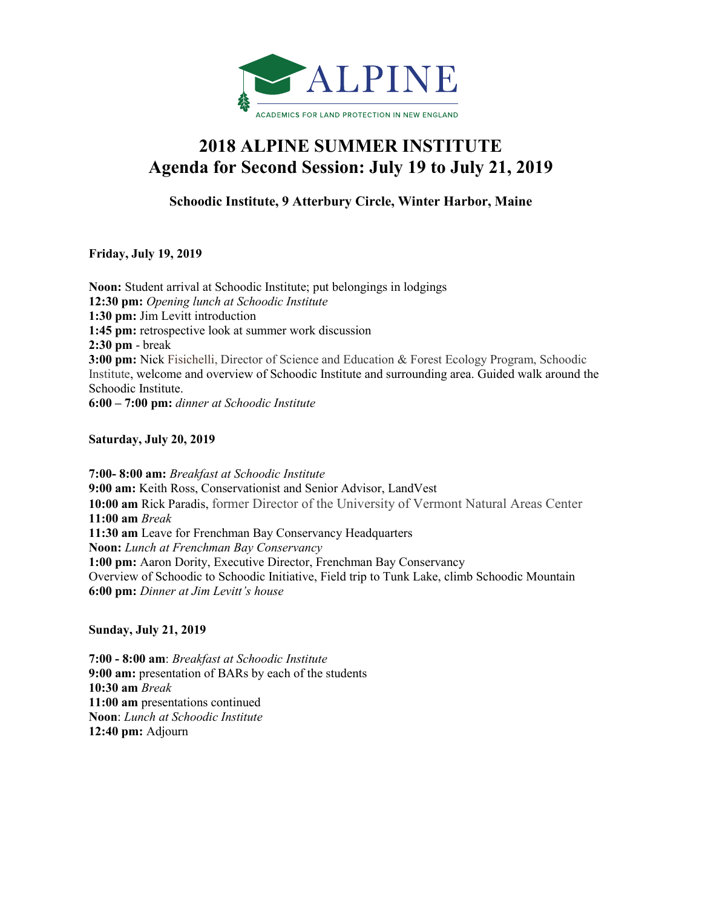ALPINE

ACADEMICS FOR LAND PROTECTION IN NEW ENGLAND

# 2018 ALPINE SUMMER INSTITUTE
# Agenda for Second Session: July 19 to July 21, 2019

### Schoodic Institute, 9 Atterbury Circle, Winter Harbor, Maine

**Friday, July 19, 2019**

**Noon:** Student arrival at Schoodic Institute; put belongings in lodgings
**12:30 pm:** *Opening lunch at Schoodic Institute*
**1:30 pm:** Jim Levitt introduction
**1:45 pm:** retrospective look at summer work discussion
**2:30 pm** - break
**3:00 pm:** Nick Fisichelli, Director of Science and Education & Forest Ecology Program, Schoodic Institute, welcome and overview of Schoodic Institute and surrounding area. Guided walk around the Schoodic Institute.
**6:00 – 7:00 pm:** *dinner at Schoodic Institute*

**Saturday, July 20, 2019**

**7:00- 8:00 am:** *Breakfast at Schoodic Institute*
**9:00 am:** Keith Ross, Conservationist and Senior Advisor, LandVest
**10:00 am** Rick Paradis, former Director of the University of Vermont Natural Areas Center
**11:00 am** *Break*
**11:30 am** Leave for Frenchman Bay Conservancy Headquarters
**Noon:** *Lunch at Frenchman Bay Conservancy*
**1:00 pm:** Aaron Dority, Executive Director, Frenchman Bay Conservancy
Overview of Schoodic to Schoodic Initiative, Field trip to Tunk Lake, climb Schoodic Mountain
**6:00 pm:** *Dinner at Jim Levitt's house*

**Sunday, July 21, 2019**

**7:00 - 8:00 am**: *Breakfast at Schoodic Institute*
**9:00 am:** presentation of BARs by each of the students
**10:30 am** *Break*
**11:00 am** presentations continued
**Noon**: *Lunch at Schoodic Institute*
**12:40 pm:** Adjourn